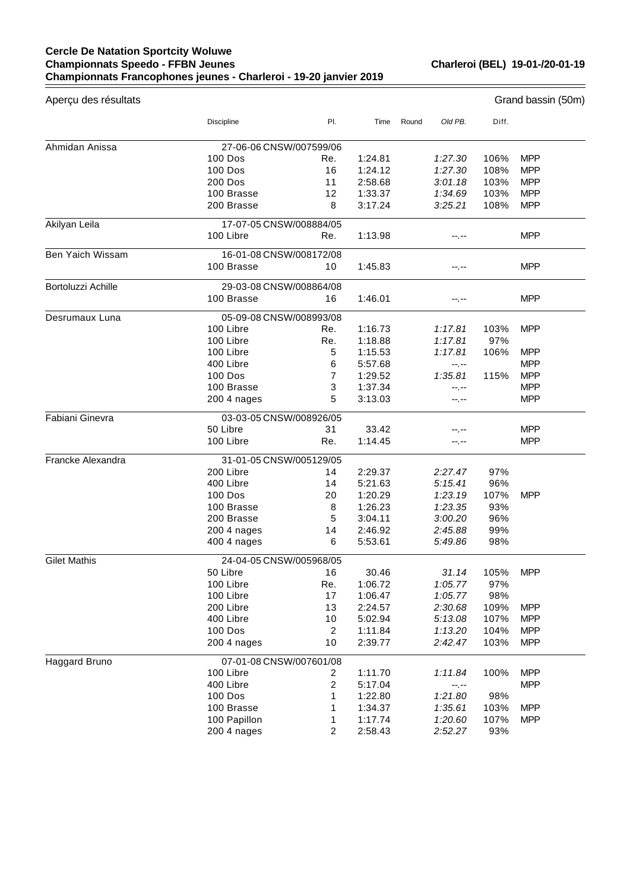**Cercle De Natation Sportcity Woluwe**
**Championnats Speedo - FFBN Jeunes** **Charleroi (BEL) 19-01-/20-01-19**
**Championnats Francophones jeunes - Charleroi - 19-20 janvier 2019**

Aperçu des résultats — Grand bassin (50m)

| | Discipline | Pl. | Time | Round | Old PB. | Diff. | |
|---|---|---|---|---|---|---|---|
| Ahmidan Anissa | 27-06-06 CNSW/007599/06 | | | | | | |
| | 100 Dos | Re. | 1:24.81 | | *1:27.30* | 106% | MPP |
| | 100 Dos | 16 | 1:24.12 | | *1:27.30* | 108% | MPP |
| | 200 Dos | 11 | 2:58.68 | | *3:01.18* | 103% | MPP |
| | 100 Brasse | 12 | 1:33.37 | | *1:34.69* | 103% | MPP |
| | 200 Brasse | 8 | 3:17.24 | | *3:25.21* | 108% | MPP |
| Akilyan Leila | 17-07-05 CNSW/008884/05 | | | | | | |
| | 100 Libre | Re. | 1:13.98 | | --.-- | | MPP |
| Ben Yaich Wissam | 16-01-08 CNSW/008172/08 | | | | | | |
| | 100 Brasse | 10 | 1:45.83 | | --.-- | | MPP |
| Bortoluzzi Achille | 29-03-08 CNSW/008864/08 | | | | | | |
| | 100 Brasse | 16 | 1:46.01 | | --.-- | | MPP |
| Desrumaux Luna | 05-09-08 CNSW/008993/08 | | | | | | |
| | 100 Libre | Re. | 1:16.73 | | *1:17.81* | 103% | MPP |
| | 100 Libre | Re. | 1:18.88 | | *1:17.81* | 97% | |
| | 100 Libre | 5 | 1:15.53 | | *1:17.81* | 106% | MPP |
| | 400 Libre | 6 | 5:57.68 | | --.-- | | MPP |
| | 100 Dos | 7 | 1:29.52 | | *1:35.81* | 115% | MPP |
| | 100 Brasse | 3 | 1:37.34 | | --.-- | | MPP |
| | 200 4 nages | 5 | 3:13.03 | | --.-- | | MPP |
| Fabiani Ginevra | 03-03-05 CNSW/008926/05 | | | | | | |
| | 50 Libre | 31 | 33.42 | | --.-- | | MPP |
| | 100 Libre | Re. | 1:14.45 | | --.-- | | MPP |
| Francke Alexandra | 31-01-05 CNSW/005129/05 | | | | | | |
| | 200 Libre | 14 | 2:29.37 | | *2:27.47* | 97% | |
| | 400 Libre | 14 | 5:21.63 | | *5:15.41* | 96% | |
| | 100 Dos | 20 | 1:20.29 | | *1:23.19* | 107% | MPP |
| | 100 Brasse | 8 | 1:26.23 | | *1:23.35* | 93% | |
| | 200 Brasse | 5 | 3:04.11 | | *3:00.20* | 96% | |
| | 200 4 nages | 14 | 2:46.92 | | *2:45.88* | 99% | |
| | 400 4 nages | 6 | 5:53.61 | | *5:49.86* | 98% | |
| Gilet Mathis | 24-04-05 CNSW/005968/05 | | | | | | |
| | 50 Libre | 16 | 30.46 | | *31.14* | 105% | MPP |
| | 100 Libre | Re. | 1:06.72 | | *1:05.77* | 97% | |
| | 100 Libre | 17 | 1:06.47 | | *1:05.77* | 98% | |
| | 200 Libre | 13 | 2:24.57 | | *2:30.68* | 109% | MPP |
| | 400 Libre | 10 | 5:02.94 | | *5:13.08* | 107% | MPP |
| | 100 Dos | 2 | 1:11.84 | | *1:13.20* | 104% | MPP |
| | 200 4 nages | 10 | 2:39.77 | | *2:42.47* | 103% | MPP |
| Haggard Bruno | 07-01-08 CNSW/007601/08 | | | | | | |
| | 100 Libre | 2 | 1:11.70 | | *1:11.84* | 100% | MPP |
| | 400 Libre | 2 | 5:17.04 | | --.-- | | MPP |
| | 100 Dos | 1 | 1:22.80 | | *1:21.80* | 98% | |
| | 100 Brasse | 1 | 1:34.37 | | *1:35.61* | 103% | MPP |
| | 100 Papillon | 1 | 1:17.74 | | *1:20.60* | 107% | MPP |
| | 200 4 nages | 2 | 2:58.43 | | *2:52.27* | 93% | |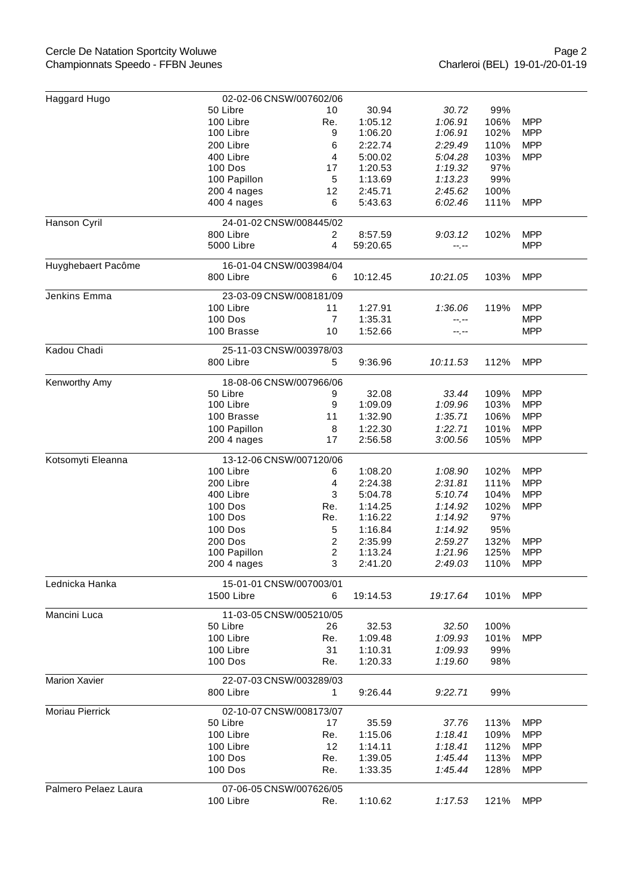| Nom | Épreuve | Pl. | Temps | Réf. | % | |
|---|---|---|---|---|---|---|
| Haggard Hugo | 02-02-06 CNSW/007602/06 | | | | | |
| | 50 Libre | 10 | 30.94 | *30.72* | 99% | |
| | 100 Libre | Re. | 1:05.12 | *1:06.91* | 106% | MPP |
| | 100 Libre | 9 | 1:06.20 | *1:06.91* | 102% | MPP |
| | 200 Libre | 6 | 2:22.74 | *2:29.49* | 110% | MPP |
| | 400 Libre | 4 | 5:00.02 | *5:04.28* | 103% | MPP |
| | 100 Dos | 17 | 1:20.53 | *1:19.32* | 97% | |
| | 100 Papillon | 5 | 1:13.69 | *1:13.23* | 99% | |
| | 200 4 nages | 12 | 2:45.71 | *2:45.62* | 100% | |
| | 400 4 nages | 6 | 5:43.63 | *6:02.46* | 111% | MPP |
| Hanson Cyril | 24-01-02 CNSW/008445/02 | | | | | |
| | 800 Libre | 2 | 8:57.59 | *9:03.12* | 102% | MPP |
| | 5000 Libre | 4 | 59:20.65 | *--.--* | | MPP |
| Huyghebaert Pacôme | 16-01-04 CNSW/003984/04 | | | | | |
| | 800 Libre | 6 | 10:12.45 | *10:21.05* | 103% | MPP |
| Jenkins Emma | 23-03-09 CNSW/008181/09 | | | | | |
| | 100 Libre | 11 | 1:27.91 | *1:36.06* | 119% | MPP |
| | 100 Dos | 7 | 1:35.31 | *--.--* | | MPP |
| | 100 Brasse | 10 | 1:52.66 | *--.--* | | MPP |
| Kadou Chadi | 25-11-03 CNSW/003978/03 | | | | | |
| | 800 Libre | 5 | 9:36.96 | *10:11.53* | 112% | MPP |
| Kenworthy Amy | 18-08-06 CNSW/007966/06 | | | | | |
| | 50 Libre | 9 | 32.08 | *33.44* | 109% | MPP |
| | 100 Libre | 9 | 1:09.09 | *1:09.96* | 103% | MPP |
| | 100 Brasse | 11 | 1:32.90 | *1:35.71* | 106% | MPP |
| | 100 Papillon | 8 | 1:22.30 | *1:22.71* | 101% | MPP |
| | 200 4 nages | 17 | 2:56.58 | *3:00.56* | 105% | MPP |
| Kotsomyti Eleanna | 13-12-06 CNSW/007120/06 | | | | | |
| | 100 Libre | 6 | 1:08.20 | *1:08.90* | 102% | MPP |
| | 200 Libre | 4 | 2:24.38 | *2:31.81* | 111% | MPP |
| | 400 Libre | 3 | 5:04.78 | *5:10.74* | 104% | MPP |
| | 100 Dos | Re. | 1:14.25 | *1:14.92* | 102% | MPP |
| | 100 Dos | Re. | 1:16.22 | *1:14.92* | 97% | |
| | 100 Dos | 5 | 1:16.84 | *1:14.92* | 95% | |
| | 200 Dos | 2 | 2:35.99 | *2:59.27* | 132% | MPP |
| | 100 Papillon | 2 | 1:13.24 | *1:21.96* | 125% | MPP |
| | 200 4 nages | 3 | 2:41.20 | *2:49.03* | 110% | MPP |
| Lednicka Hanka | 15-01-01 CNSW/007003/01 | | | | | |
| | 1500 Libre | 6 | 19:14.53 | *19:17.64* | 101% | MPP |
| Mancini Luca | 11-03-05 CNSW/005210/05 | | | | | |
| | 50 Libre | 26 | 32.53 | *32.50* | 100% | |
| | 100 Libre | Re. | 1:09.48 | *1:09.93* | 101% | MPP |
| | 100 Libre | 31 | 1:10.31 | *1:09.93* | 99% | |
| | 100 Dos | Re. | 1:20.33 | *1:19.60* | 98% | |
| Marion Xavier | 22-07-03 CNSW/003289/03 | | | | | |
| | 800 Libre | 1 | 9:26.44 | *9:22.71* | 99% | |
| Moriau Pierrick | 02-10-07 CNSW/008173/07 | | | | | |
| | 50 Libre | 17 | 35.59 | *37.76* | 113% | MPP |
| | 100 Libre | Re. | 1:15.06 | *1:18.41* | 109% | MPP |
| | 100 Libre | 12 | 1:14.11 | *1:18.41* | 112% | MPP |
| | 100 Dos | Re. | 1:39.05 | *1:45.44* | 113% | MPP |
| | 100 Dos | Re. | 1:33.35 | *1:45.44* | 128% | MPP |
| Palmero Pelaez Laura | 07-06-05 CNSW/007626/05 | | | | | |
| | 100 Libre | Re. | 1:10.62 | *1:17.53* | 121% | MPP |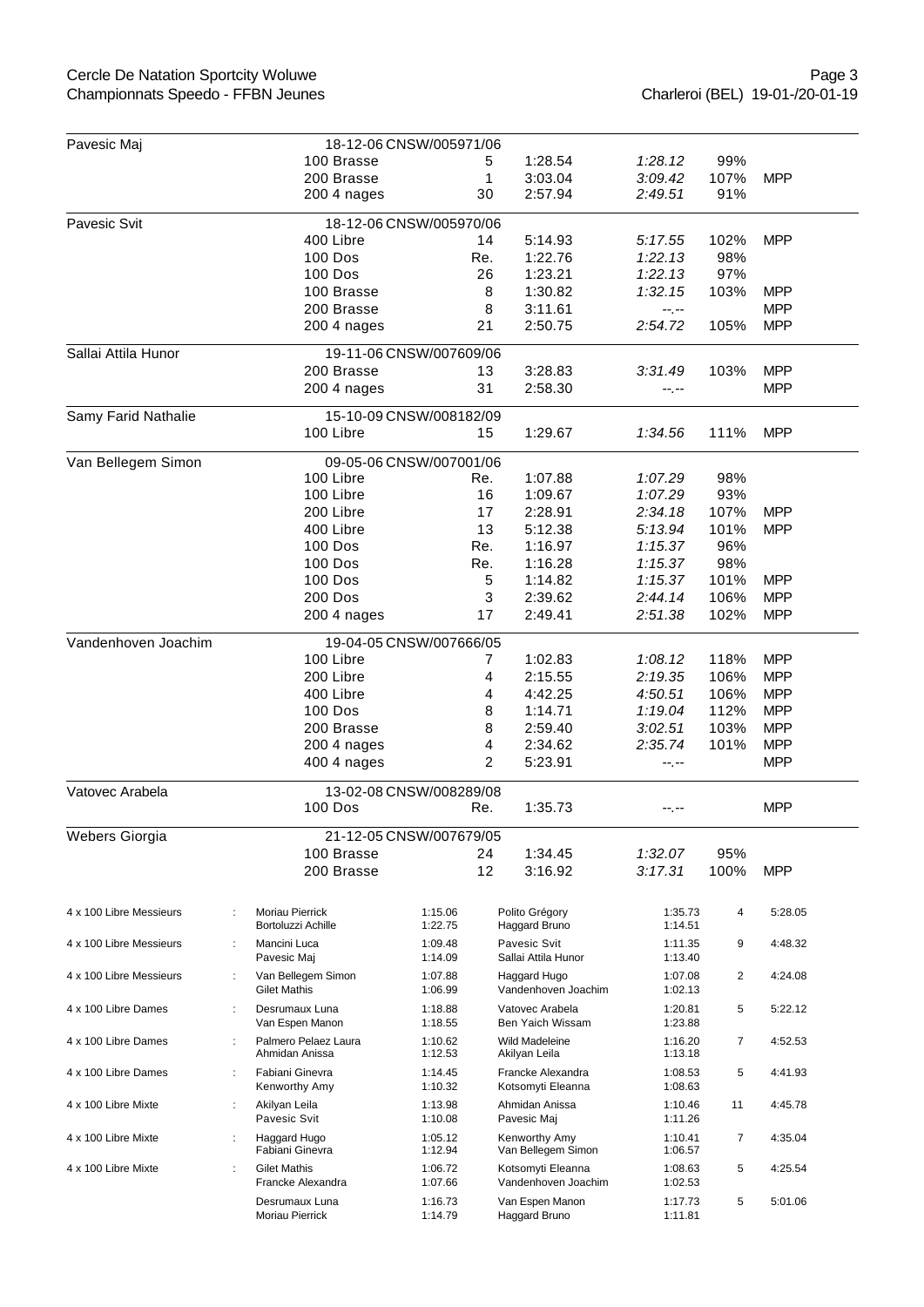| Nom | Épreuve | Place | Temps | Référence | % | |
|---|---|---|---|---|---|---|
| **Pavesic Maj** | 18-12-06 CNSW/005971/06 | | | | | |
| | 100 Brasse | 5 | 1:28.54 | *1:28.12* | 99% | |
| | 200 Brasse | 1 | 3:03.04 | *3:09.42* | 107% | MPP |
| | 200 4 nages | 30 | 2:57.94 | *2:49.51* | 91% | |
| **Pavesic Svit** | 18-12-06 CNSW/005970/06 | | | | | |
| | 400 Libre | 14 | 5:14.93 | *5:17.55* | 102% | MPP |
| | 100 Dos | Re. | 1:22.76 | *1:22.13* | 98% | |
| | 100 Dos | 26 | 1:23.21 | *1:22.13* | 97% | |
| | 100 Brasse | 8 | 1:30.82 | *1:32.15* | 103% | MPP |
| | 200 Brasse | 8 | 3:11.61 | *--.--* | | MPP |
| | 200 4 nages | 21 | 2:50.75 | *2:54.72* | 105% | MPP |
| **Sallai Attila Hunor** | 19-11-06 CNSW/007609/06 | | | | | |
| | 200 Brasse | 13 | 3:28.83 | *3:31.49* | 103% | MPP |
| | 200 4 nages | 31 | 2:58.30 | *--.--* | | MPP |
| **Samy Farid Nathalie** | 15-10-09 CNSW/008182/09 | | | | | |
| | 100 Libre | 15 | 1:29.67 | *1:34.56* | 111% | MPP |
| **Van Bellegem Simon** | 09-05-06 CNSW/007001/06 | | | | | |
| | 100 Libre | Re. | 1:07.88 | *1:07.29* | 98% | |
| | 100 Libre | 16 | 1:09.67 | *1:07.29* | 93% | |
| | 200 Libre | 17 | 2:28.91 | *2:34.18* | 107% | MPP |
| | 400 Libre | 13 | 5:12.38 | *5:13.94* | 101% | MPP |
| | 100 Dos | Re. | 1:16.97 | *1:15.37* | 96% | |
| | 100 Dos | Re. | 1:16.28 | *1:15.37* | 98% | |
| | 100 Dos | 5 | 1:14.82 | *1:15.37* | 101% | MPP |
| | 200 Dos | 3 | 2:39.62 | *2:44.14* | 106% | MPP |
| | 200 4 nages | 17 | 2:49.41 | *2:51.38* | 102% | MPP |
| **Vandenhoven Joachim** | 19-04-05 CNSW/007666/05 | | | | | |
| | 100 Libre | 7 | 1:02.83 | *1:08.12* | 118% | MPP |
| | 200 Libre | 4 | 2:15.55 | *2:19.35* | 106% | MPP |
| | 400 Libre | 4 | 4:42.25 | *4:50.51* | 106% | MPP |
| | 100 Dos | 8 | 1:14.71 | *1:19.04* | 112% | MPP |
| | 200 Brasse | 8 | 2:59.40 | *3:02.51* | 103% | MPP |
| | 200 4 nages | 4 | 2:34.62 | *2:35.74* | 101% | MPP |
| | 400 4 nages | 2 | 5:23.91 | *--.--* | | MPP |
| **Vatovec Arabela** | 13-02-08 CNSW/008289/08 | | | | | |
| | 100 Dos | Re. | 1:35.73 | *--.--* | | MPP |
| **Webers Giorgia** | 21-12-05 CNSW/007679/05 | | | | | |
| | 100 Brasse | 24 | 1:34.45 | *1:32.07* | 95% | |
| | 200 Brasse | 12 | 3:16.92 | *3:17.31* | 100% | MPP |

| Relais | | Nageur | Temps | Nageur | Temps | Place | Total |
|---|---|---|---|---|---|---|---|
| 4 x 100 Libre Messieurs | : | Moriau Pierrick | 1:15.06 | Polito Grégory | 1:35.73 | 4 | 5:28.05 |
| | | Bortoluzzi Achille | 1:22.75 | Haggard Bruno | 1:14.51 | | |
| 4 x 100 Libre Messieurs | : | Mancini Luca | 1:09.48 | Pavesic Svit | 1:11.35 | 9 | 4:48.32 |
| | | Pavesic Maj | 1:14.09 | Sallai Attila Hunor | 1:13.40 | | |
| 4 x 100 Libre Messieurs | : | Van Bellegem Simon | 1:07.88 | Haggard Hugo | 1:07.08 | 2 | 4:24.08 |
| | | Gilet Mathis | 1:06.99 | Vandenhoven Joachim | 1:02.13 | | |
| 4 x 100 Libre Dames | : | Desrumaux Luna | 1:18.88 | Vatovec Arabela | 1:20.81 | 5 | 5:22.12 |
| | | Van Espen Manon | 1:18.55 | Ben Yaich Wissam | 1:23.88 | | |
| 4 x 100 Libre Dames | : | Palmero Pelaez Laura | 1:10.62 | Wild Madeleine | 1:16.20 | 7 | 4:52.53 |
| | | Ahmidan Anissa | 1:12.53 | Akilyan Leila | 1:13.18 | | |
| 4 x 100 Libre Dames | : | Fabiani Ginevra | 1:14.45 | Francke Alexandra | 1:08.53 | 5 | 4:41.93 |
| | | Kenworthy Amy | 1:10.32 | Kotsomyti Eleanna | 1:08.63 | | |
| 4 x 100 Libre Mixte | : | Akilyan Leila | 1:13.98 | Ahmidan Anissa | 1:10.46 | 11 | 4:45.78 |
| | | Pavesic Svit | 1:10.08 | Pavesic Maj | 1:11.26 | | |
| 4 x 100 Libre Mixte | : | Haggard Hugo | 1:05.12 | Kenworthy Amy | 1:10.41 | 7 | 4:35.04 |
| | | Fabiani Ginevra | 1:12.94 | Van Bellegem Simon | 1:06.57 | | |
| 4 x 100 Libre Mixte | : | Gilet Mathis | 1:06.72 | Kotsomyti Eleanna | 1:08.63 | 5 | 4:25.54 |
| | | Francke Alexandra | 1:07.66 | Vandenhoven Joachim | 1:02.53 | | |
| | | Desrumaux Luna | 1:16.73 | Van Espen Manon | 1:17.73 | 5 | 5:01.06 |
| | | Moriau Pierrick | 1:14.79 | Haggard Bruno | 1:11.81 | | |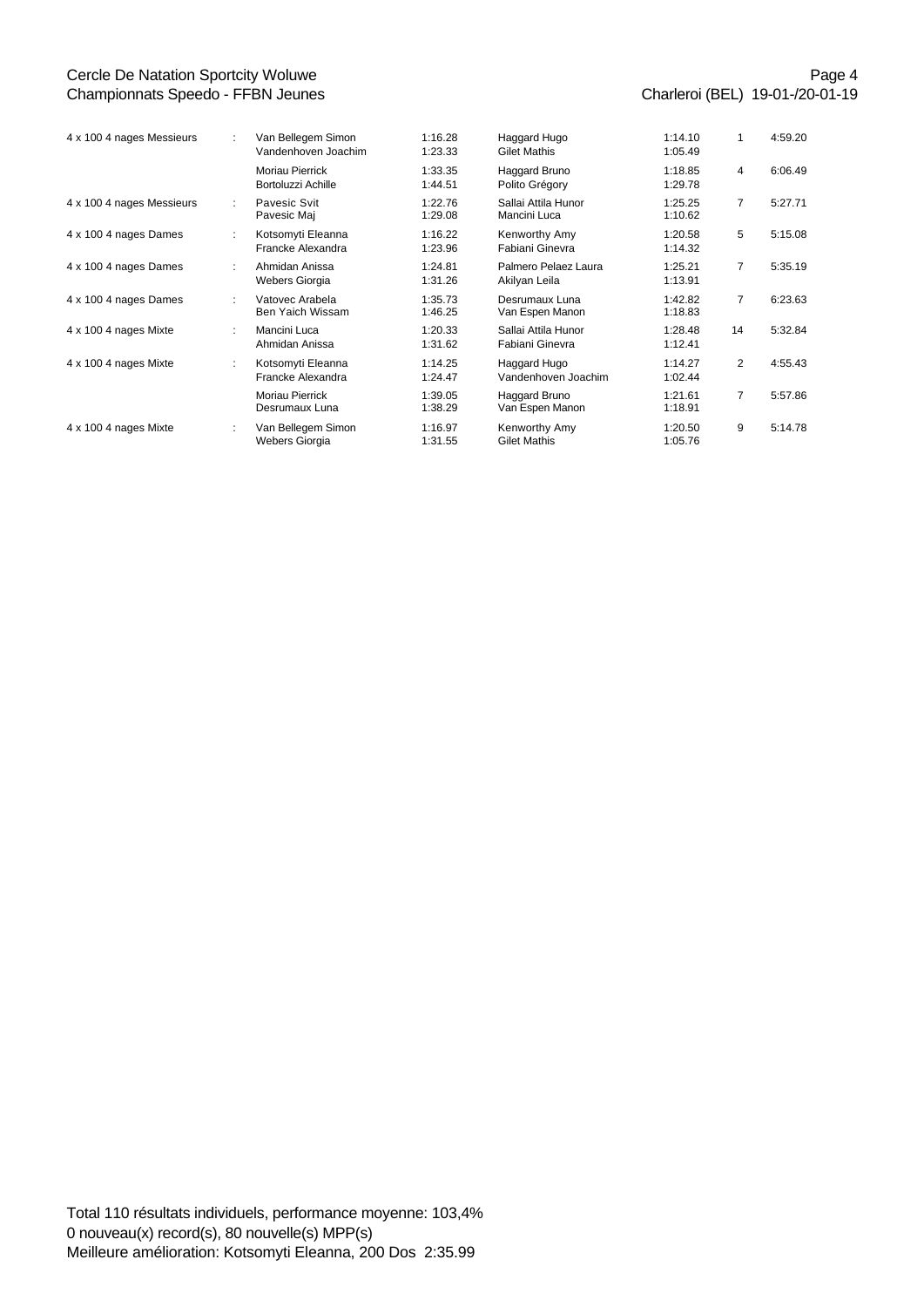| | | | | | | | |
|---|---|---|---|---|---|---|---|
| 4 x 100 4 nages Messieurs | : | Van Bellegem Simon<br>Vandenhoven Joachim | 1:16.28<br>1:23.33 | Haggard Hugo<br>Gilet Mathis | 1:14.10<br>1:05.49 | 1 | 4:59.20 |
| | | Moriau Pierrick<br>Bortoluzzi Achille | 1:33.35<br>1:44.51 | Haggard Bruno<br>Polito Grégory | 1:18.85<br>1:29.78 | 4 | 6:06.49 |
| 4 x 100 4 nages Messieurs | : | Pavesic Svit<br>Pavesic Maj | 1:22.76<br>1:29.08 | Sallai Attila Hunor<br>Mancini Luca | 1:25.25<br>1:10.62 | 7 | 5:27.71 |
| 4 x 100 4 nages Dames | : | Kotsomyti Eleanna<br>Francke Alexandra | 1:16.22<br>1:23.96 | Kenworthy Amy<br>Fabiani Ginevra | 1:20.58<br>1:14.32 | 5 | 5:15.08 |
| 4 x 100 4 nages Dames | : | Ahmidan Anissa<br>Webers Giorgia | 1:24.81<br>1:31.26 | Palmero Pelaez Laura<br>Akilyan Leila | 1:25.21<br>1:13.91 | 7 | 5:35.19 |
| 4 x 100 4 nages Dames | : | Vatovec Arabela<br>Ben Yaich Wissam | 1:35.73<br>1:46.25 | Desrumaux Luna<br>Van Espen Manon | 1:42.82<br>1:18.83 | 7 | 6:23.63 |
| 4 x 100 4 nages Mixte | : | Mancini Luca<br>Ahmidan Anissa | 1:20.33<br>1:31.62 | Sallai Attila Hunor<br>Fabiani Ginevra | 1:28.48<br>1:12.41 | 14 | 5:32.84 |
| 4 x 100 4 nages Mixte | : | Kotsomyti Eleanna<br>Francke Alexandra | 1:14.25<br>1:24.47 | Haggard Hugo<br>Vandenhoven Joachim | 1:14.27<br>1:02.44 | 2 | 4:55.43 |
| | | Moriau Pierrick<br>Desrumaux Luna | 1:39.05<br>1:38.29 | Haggard Bruno<br>Van Espen Manon | 1:21.61<br>1:18.91 | 7 | 5:57.86 |
| 4 x 100 4 nages Mixte | : | Van Bellegem Simon<br>Webers Giorgia | 1:16.97<br>1:31.55 | Kenworthy Amy<br>Gilet Mathis | 1:20.50<br>1:05.76 | 9 | 5:14.78 |

Total 110 résultats individuels, performance moyenne: 103,4%
0 nouveau(x) record(s), 80 nouvelle(s) MPP(s)
Meilleure amélioration: Kotsomyti Eleanna, 200 Dos 2:35.99